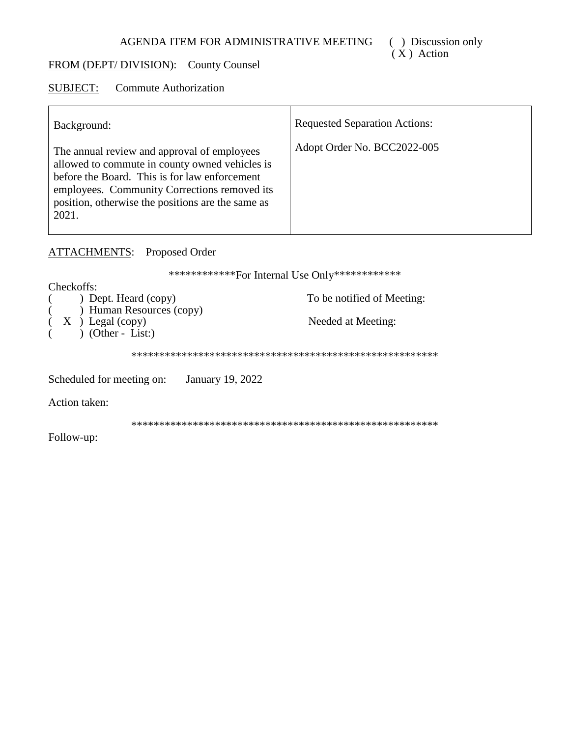AGENDA ITEM FOR ADMINISTRATIVE MEETING ( ) Discussion only
( X ) Action

FROM (DEPT/ DIVISION): County Counsel

SUBJECT: Commute Authorization

| Background: | Requested Separation Actions: |
|---|---|
| The annual review and approval of employees allowed to commute in county owned vehicles is before the Board. This is for law enforcement employees. Community Corrections removed its position, otherwise the positions are the same as 2021. | Adopt Order No. BCC2022-005 |

ATTACHMENTS: Proposed Order

\*\*\*\*\*\*\*\*\*\*\*\*For Internal Use Only\*\*\*\*\*\*\*\*\*\*\*\*

Checkoffs:

( ) Dept. Heard (copy)
( ) Human Resources (copy)
( X ) Legal (copy)
( ) (Other - List:)

To be notified of Meeting:

Needed at Meeting:

\*\*\*\*\*\*\*\*\*\*\*\*\*\*\*\*\*\*\*\*\*\*\*\*\*\*\*\*\*\*\*\*\*\*\*\*\*\*\*\*\*\*\*\*\*\*\*\*\*\*\*\*\*\*\*\*

Scheduled for meeting on: January 19, 2022

Action taken:

\*\*\*\*\*\*\*\*\*\*\*\*\*\*\*\*\*\*\*\*\*\*\*\*\*\*\*\*\*\*\*\*\*\*\*\*\*\*\*\*\*\*\*\*\*\*\*\*\*\*\*\*\*\*\*\*

Follow-up: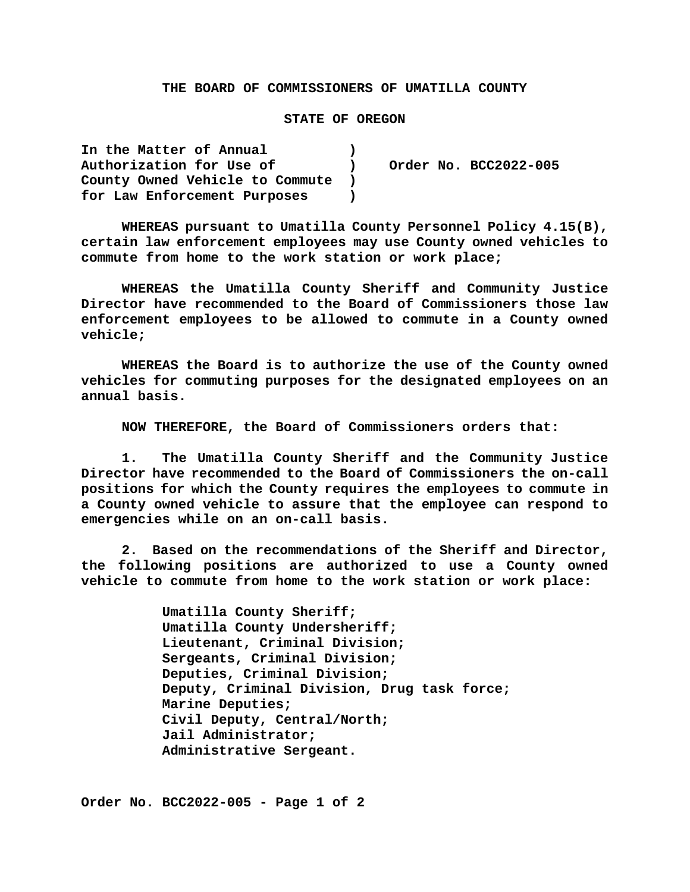**THE BOARD OF COMMISSIONERS OF UMATILLA COUNTY**

**STATE OF OREGON**

| | | |
|---|---|---|
| **In the Matter of Annual Authorization for Use of County Owned Vehicle to Commute for Law Enforcement Purposes** | **)** | **Order No. BCC2022-005** |

**WHEREAS pursuant to Umatilla County Personnel Policy 4.15(B), certain law enforcement employees may use County owned vehicles to commute from home to the work station or work place;**

**WHEREAS the Umatilla County Sheriff and Community Justice Director have recommended to the Board of Commissioners those law enforcement employees to be allowed to commute in a County owned vehicle;**

**WHEREAS the Board is to authorize the use of the County owned vehicles for commuting purposes for the designated employees on an annual basis.**

**NOW THEREFORE, the Board of Commissioners orders that:**

**1. The Umatilla County Sheriff and the Community Justice Director have recommended to the Board of Commissioners the on-call positions for which the County requires the employees to commute in a County owned vehicle to assure that the employee can respond to emergencies while on an on-call basis.**

**2. Based on the recommendations of the Sheriff and Director, the following positions are authorized to use a County owned vehicle to commute from home to the work station or work place:**

**Umatilla County Sheriff;**
**Umatilla County Undersheriff;**
**Lieutenant, Criminal Division;**
**Sergeants, Criminal Division;**
**Deputies, Criminal Division;**
**Deputy, Criminal Division, Drug task force;**
**Marine Deputies;**
**Civil Deputy, Central/North;**
**Jail Administrator;**
**Administrative Sergeant.**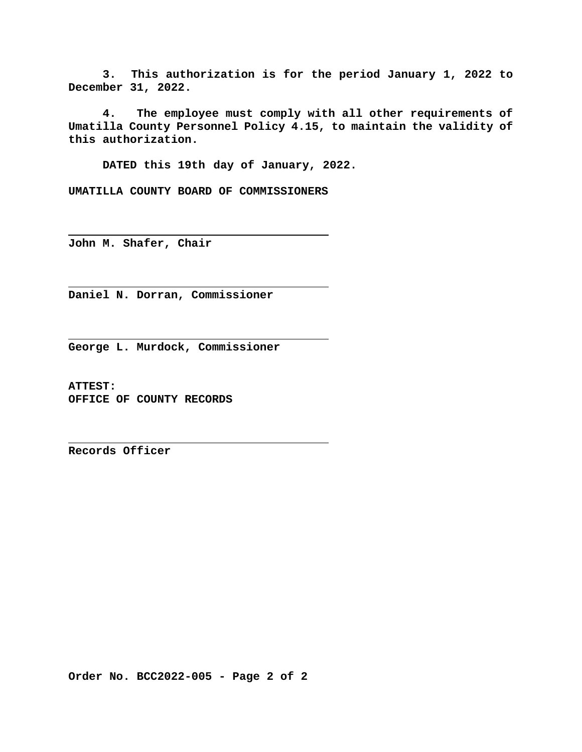**3. This authorization is for the period January 1, 2022 to December 31, 2022.**

**4. The employee must comply with all other requirements of Umatilla County Personnel Policy 4.15, to maintain the validity of this authorization.**

**DATED this 19th day of January, 2022.**

**UMATILLA COUNTY BOARD OF COMMISSIONERS**

______________________________

**John M. Shafer, Chair**

______________________________

**Daniel N. Dorran, Commissioner**

______________________________

**George L. Murdock, Commissioner**

**ATTEST:**
**OFFICE OF COUNTY RECORDS**

______________________________

**Records Officer**

**Order No. BCC2022-005 - Page 2 of 2**